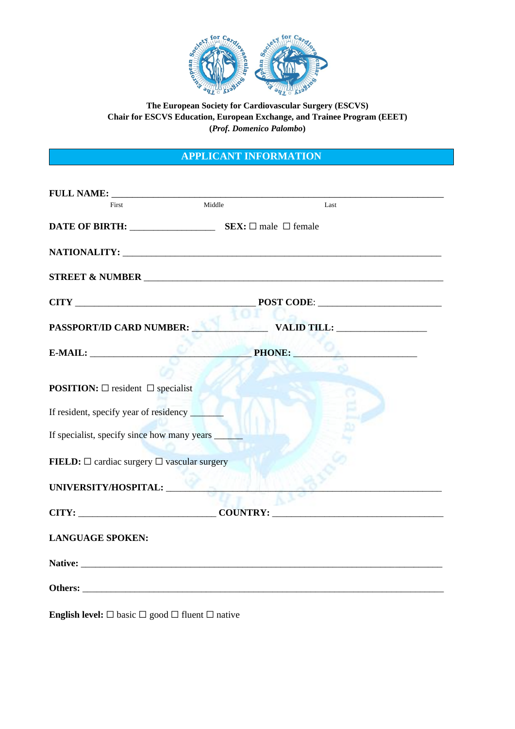**The European Society for Cardiovascular Surgery (ESCVS)**
**Chair for ESCVS Education, European Exchange, and Trainee Program (EEET)**
**(*Prof. Domenico Palombo*)**

## APPLICANT INFORMATION

**FULL NAME:** ______________________________________________________________________
First Middle Last

**DATE OF BIRTH:** _________________ **SEX:** ☐ male ☐ female

**NATIONALITY:** ____________________________________________________________________

**STREET & NUMBER** _________________________________________________________________

**CITY** ____________________________________ **POST CODE**: _________________________

**PASSPORT/ID CARD NUMBER:** _______________ **VALID TILL:** __________________

**E-MAIL:** __________________________________ **PHONE:** _________________________

**POSITION:** ☐ resident ☐ specialist

If resident, specify year of residency _______

If specialist, specify since how many years ______

**FIELD:** ☐ cardiac surgery ☐ vascular surgery

**UNIVERSITY/HOSPITAL:** ______________________________________________________________

**CITY:** ____________________________ **COUNTRY:** ___________________________________

**LANGUAGE SPOKEN:**

**Native:** __________________________________________________________________________

**Others:** __________________________________________________________________________

**English level:** ☐ basic ☐ good ☐ fluent ☐ native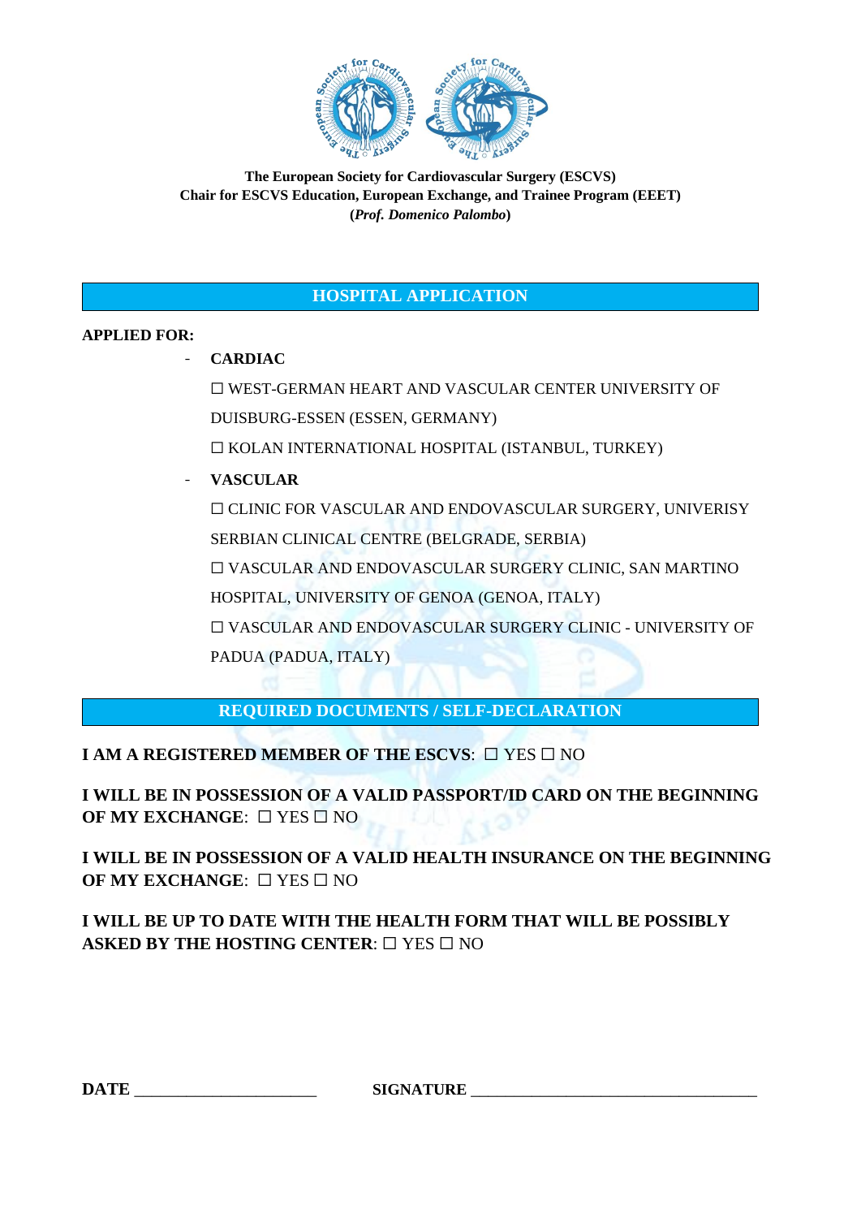**The European Society for Cardiovascular Surgery (ESCVS)**
**Chair for ESCVS Education, European Exchange, and Trainee Program (EEET)**
**(*Prof. Domenico Palombo*)**

## HOSPITAL APPLICATION

**APPLIED FOR:**

- **CARDIAC**

  ☐ WEST-GERMAN HEART AND VASCULAR CENTER UNIVERSITY OF DUISBURG-ESSEN (ESSEN, GERMANY)

  ☐ KOLAN INTERNATIONAL HOSPITAL (ISTANBUL, TURKEY)

- **VASCULAR**

  ☐ CLINIC FOR VASCULAR AND ENDOVASCULAR SURGERY, UNIVERISY SERBIAN CLINICAL CENTRE (BELGRADE, SERBIA)

  ☐ VASCULAR AND ENDOVASCULAR SURGERY CLINIC, SAN MARTINO HOSPITAL, UNIVERSITY OF GENOA (GENOA, ITALY)

  ☐ VASCULAR AND ENDOVASCULAR SURGERY CLINIC - UNIVERSITY OF PADUA (PADUA, ITALY)

## REQUIRED DOCUMENTS / SELF-DECLARATION

**I AM A REGISTERED MEMBER OF THE ESCVS**: ☐ YES ☐ NO

**I WILL BE IN POSSESSION OF A VALID PASSPORT/ID CARD ON THE BEGINNING OF MY EXCHANGE**: ☐ YES ☐ NO

**I WILL BE IN POSSESSION OF A VALID HEALTH INSURANCE ON THE BEGINNING OF MY EXCHANGE**: ☐ YES ☐ NO

**I WILL BE UP TO DATE WITH THE HEALTH FORM THAT WILL BE POSSIBLY ASKED BY THE HOSTING CENTER**: ☐ YES ☐ NO

**DATE** ______________________ **SIGNATURE** ___________________________________